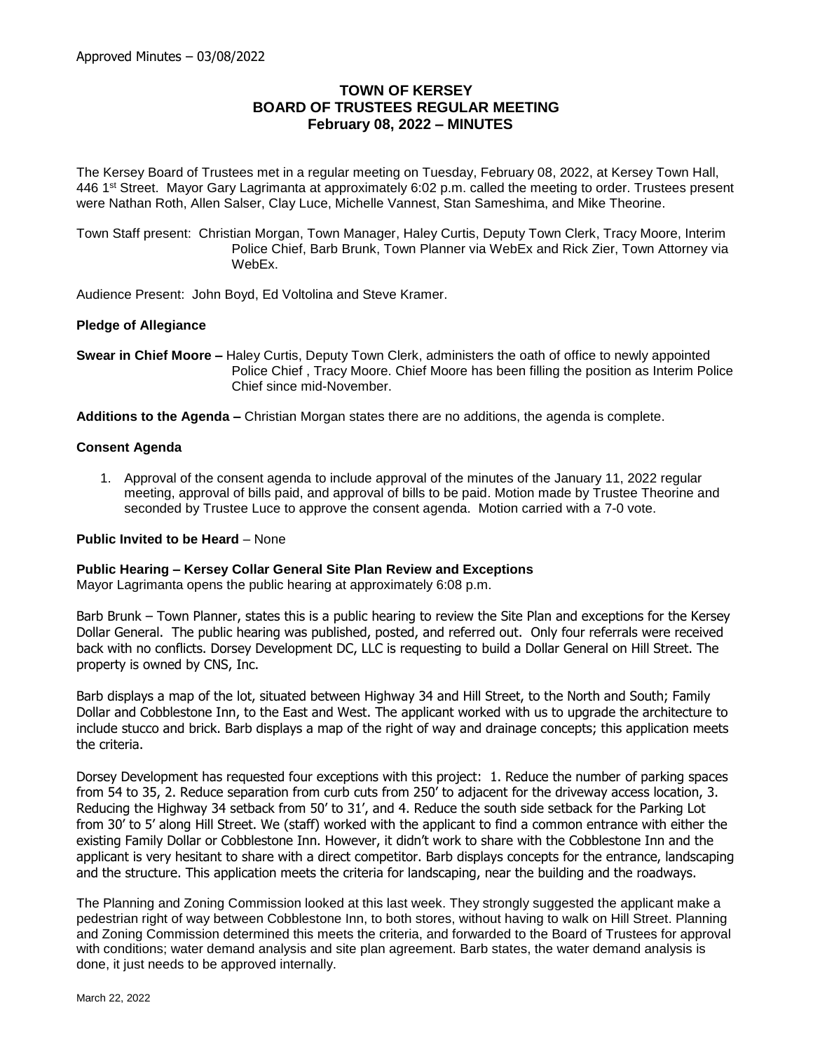# TOWN OF KERSEY
## BOARD OF TRUSTEES REGULAR MEETING
### February 08, 2022 – MINUTES

Approved Minutes – 03/08/2022

The Kersey Board of Trustees met in a regular meeting on Tuesday, February 08, 2022, at Kersey Town Hall, 446 1st Street. Mayor Gary Lagrimanta at approximately 6:02 p.m. called the meeting to order. Trustees present were Nathan Roth, Allen Salser, Clay Luce, Michelle Vannest, Stan Sameshima, and Mike Theorine.

Town Staff present: Christian Morgan, Town Manager, Haley Curtis, Deputy Town Clerk, Tracy Moore, Interim Police Chief, Barb Brunk, Town Planner via WebEx and Rick Zier, Town Attorney via WebEx.

Audience Present: John Boyd, Ed Voltolina and Steve Kramer.

**Pledge of Allegiance**

**Swear in Chief Moore –** Haley Curtis, Deputy Town Clerk, administers the oath of office to newly appointed Police Chief , Tracy Moore. Chief Moore has been filling the position as Interim Police Chief since mid-November.

**Additions to the Agenda –** Christian Morgan states there are no additions, the agenda is complete.

**Consent Agenda**

1. Approval of the consent agenda to include approval of the minutes of the January 11, 2022 regular meeting, approval of bills paid, and approval of bills to be paid. Motion made by Trustee Theorine and seconded by Trustee Luce to approve the consent agenda. Motion carried with a 7-0 vote.

**Public Invited to be Heard** – None

**Public Hearing – Kersey Collar General Site Plan Review and Exceptions**
Mayor Lagrimanta opens the public hearing at approximately 6:08 p.m.

Barb Brunk – Town Planner, states this is a public hearing to review the Site Plan and exceptions for the Kersey Dollar General. The public hearing was published, posted, and referred out. Only four referrals were received back with no conflicts. Dorsey Development DC, LLC is requesting to build a Dollar General on Hill Street. The property is owned by CNS, Inc.

Barb displays a map of the lot, situated between Highway 34 and Hill Street, to the North and South; Family Dollar and Cobblestone Inn, to the East and West. The applicant worked with us to upgrade the architecture to include stucco and brick. Barb displays a map of the right of way and drainage concepts; this application meets the criteria.

Dorsey Development has requested four exceptions with this project: 1. Reduce the number of parking spaces from 54 to 35, 2. Reduce separation from curb cuts from 250' to adjacent for the driveway access location, 3. Reducing the Highway 34 setback from 50' to 31', and 4. Reduce the south side setback for the Parking Lot from 30' to 5' along Hill Street. We (staff) worked with the applicant to find a common entrance with either the existing Family Dollar or Cobblestone Inn. However, it didn't work to share with the Cobblestone Inn and the applicant is very hesitant to share with a direct competitor. Barb displays concepts for the entrance, landscaping and the structure. This application meets the criteria for landscaping, near the building and the roadways.

The Planning and Zoning Commission looked at this last week. They strongly suggested the applicant make a pedestrian right of way between Cobblestone Inn, to both stores, without having to walk on Hill Street. Planning and Zoning Commission determined this meets the criteria, and forwarded to the Board of Trustees for approval with conditions; water demand analysis and site plan agreement. Barb states, the water demand analysis is done, it just needs to be approved internally.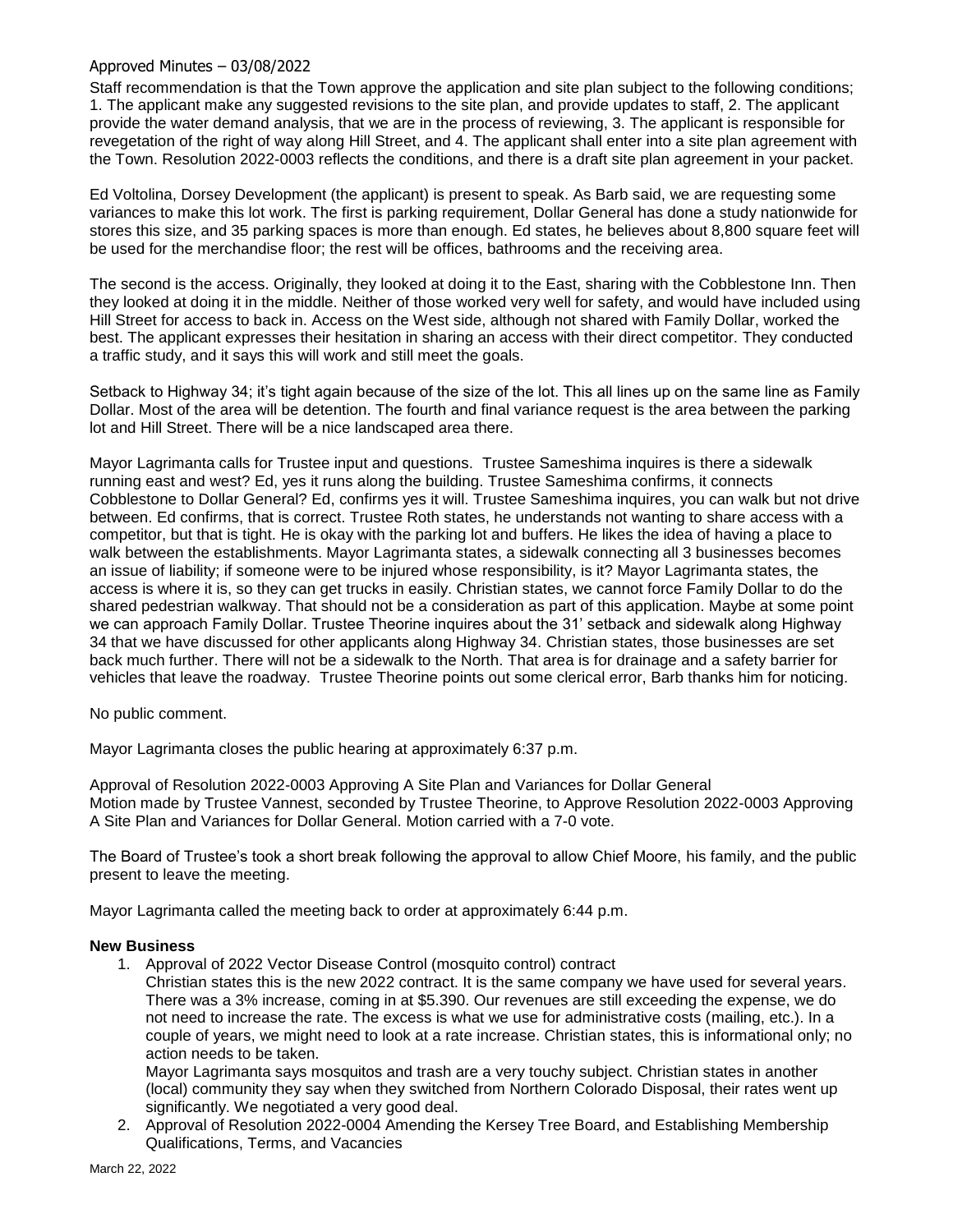Staff recommendation is that the Town approve the application and site plan subject to the following conditions; 1. The applicant make any suggested revisions to the site plan, and provide updates to staff, 2. The applicant provide the water demand analysis, that we are in the process of reviewing, 3. The applicant is responsible for revegetation of the right of way along Hill Street, and 4. The applicant shall enter into a site plan agreement with the Town. Resolution 2022-0003 reflects the conditions, and there is a draft site plan agreement in your packet.

Ed Voltolina, Dorsey Development (the applicant) is present to speak. As Barb said, we are requesting some variances to make this lot work. The first is parking requirement, Dollar General has done a study nationwide for stores this size, and 35 parking spaces is more than enough. Ed states, he believes about 8,800 square feet will be used for the merchandise floor; the rest will be offices, bathrooms and the receiving area.

The second is the access. Originally, they looked at doing it to the East, sharing with the Cobblestone Inn. Then they looked at doing it in the middle. Neither of those worked very well for safety, and would have included using Hill Street for access to back in. Access on the West side, although not shared with Family Dollar, worked the best. The applicant expresses their hesitation in sharing an access with their direct competitor. They conducted a traffic study, and it says this will work and still meet the goals.

Setback to Highway 34; it's tight again because of the size of the lot. This all lines up on the same line as Family Dollar. Most of the area will be detention. The fourth and final variance request is the area between the parking lot and Hill Street. There will be a nice landscaped area there.

Mayor Lagrimanta calls for Trustee input and questions. Trustee Sameshima inquires is there a sidewalk running east and west? Ed, yes it runs along the building. Trustee Sameshima confirms, it connects Cobblestone to Dollar General? Ed, confirms yes it will. Trustee Sameshima inquires, you can walk but not drive between. Ed confirms, that is correct. Trustee Roth states, he understands not wanting to share access with a competitor, but that is tight. He is okay with the parking lot and buffers. He likes the idea of having a place to walk between the establishments. Mayor Lagrimanta states, a sidewalk connecting all 3 businesses becomes an issue of liability; if someone were to be injured whose responsibility, is it? Mayor Lagrimanta states, the access is where it is, so they can get trucks in easily. Christian states, we cannot force Family Dollar to do the shared pedestrian walkway. That should not be a consideration as part of this application. Maybe at some point we can approach Family Dollar. Trustee Theorine inquires about the 31' setback and sidewalk along Highway 34 that we have discussed for other applicants along Highway 34. Christian states, those businesses are set back much further. There will not be a sidewalk to the North. That area is for drainage and a safety barrier for vehicles that leave the roadway. Trustee Theorine points out some clerical error, Barb thanks him for noticing.

No public comment.

Mayor Lagrimanta closes the public hearing at approximately 6:37 p.m.

Approval of Resolution 2022-0003 Approving A Site Plan and Variances for Dollar General
Motion made by Trustee Vannest, seconded by Trustee Theorine, to Approve Resolution 2022-0003 Approving A Site Plan and Variances for Dollar General. Motion carried with a 7-0 vote.

The Board of Trustee's took a short break following the approval to allow Chief Moore, his family, and the public present to leave the meeting.

Mayor Lagrimanta called the meeting back to order at approximately 6:44 p.m.

**New Business**

1. Approval of 2022 Vector Disease Control (mosquito control) contract
   Christian states this is the new 2022 contract. It is the same company we have used for several years. There was a 3% increase, coming in at $5.390. Our revenues are still exceeding the expense, we do not need to increase the rate. The excess is what we use for administrative costs (mailing, etc.). In a couple of years, we might need to look at a rate increase. Christian states, this is informational only; no action needs to be taken.
   Mayor Lagrimanta says mosquitos and trash are a very touchy subject. Christian states in another (local) community they say when they switched from Northern Colorado Disposal, their rates went up significantly. We negotiated a very good deal.
2. Approval of Resolution 2022-0004 Amending the Kersey Tree Board, and Establishing Membership Qualifications, Terms, and Vacancies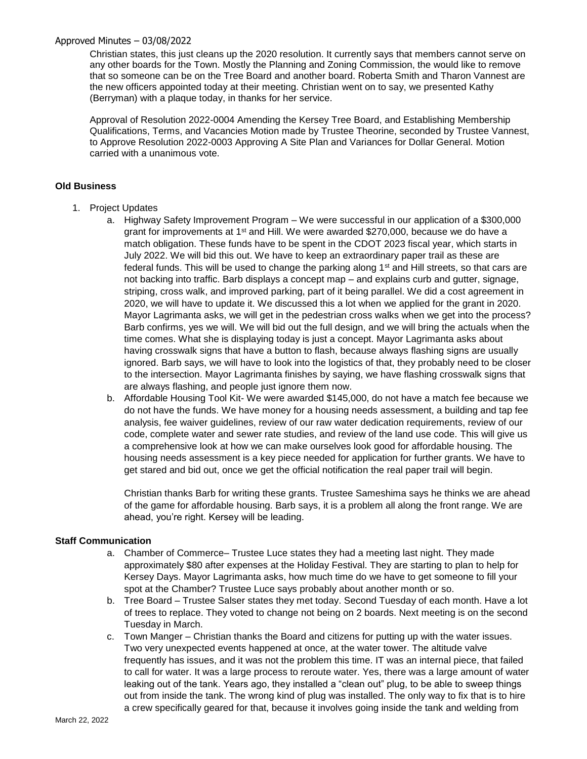Christian states, this just cleans up the 2020 resolution. It currently says that members cannot serve on any other boards for the Town. Mostly the Planning and Zoning Commission, the would like to remove that so someone can be on the Tree Board and another board. Roberta Smith and Tharon Vannest are the new officers appointed today at their meeting. Christian went on to say, we presented Kathy (Berryman) with a plaque today, in thanks for her service.

Approval of Resolution 2022-0004 Amending the Kersey Tree Board, and Establishing Membership Qualifications, Terms, and Vacancies Motion made by Trustee Theorine, seconded by Trustee Vannest, to Approve Resolution 2022-0003 Approving A Site Plan and Variances for Dollar General. Motion carried with a unanimous vote.

**Old Business**

1. Project Updates
   a. Highway Safety Improvement Program – We were successful in our application of a $300,000 grant for improvements at 1st and Hill. We were awarded $270,000, because we do have a match obligation. These funds have to be spent in the CDOT 2023 fiscal year, which starts in July 2022. We will bid this out. We have to keep an extraordinary paper trail as these are federal funds. This will be used to change the parking along 1st and Hill streets, so that cars are not backing into traffic. Barb displays a concept map – and explains curb and gutter, signage, striping, cross walk, and improved parking, part of it being parallel. We did a cost agreement in 2020, we will have to update it. We discussed this a lot when we applied for the grant in 2020. Mayor Lagrimanta asks, we will get in the pedestrian cross walks when we get into the process? Barb confirms, yes we will. We will bid out the full design, and we will bring the actuals when the time comes. What she is displaying today is just a concept. Mayor Lagrimanta asks about having crosswalk signs that have a button to flash, because always flashing signs are usually ignored. Barb says, we will have to look into the logistics of that, they probably need to be closer to the intersection. Mayor Lagrimanta finishes by saying, we have flashing crosswalk signs that are always flashing, and people just ignore them now.

   b. Affordable Housing Tool Kit- We were awarded $145,000, do not have a match fee because we do not have the funds. We have money for a housing needs assessment, a building and tap fee analysis, fee waiver guidelines, review of our raw water dedication requirements, review of our code, complete water and sewer rate studies, and review of the land use code. This will give us a comprehensive look at how we can make ourselves look good for affordable housing. The housing needs assessment is a key piece needed for application for further grants. We have to get stared and bid out, once we get the official notification the real paper trail will begin.

   Christian thanks Barb for writing these grants. Trustee Sameshima says he thinks we are ahead of the game for affordable housing. Barb says, it is a problem all along the front range. We are ahead, you're right. Kersey will be leading.

**Staff Communication**

a. Chamber of Commerce– Trustee Luce states they had a meeting last night. They made approximately $80 after expenses at the Holiday Festival. They are starting to plan to help for Kersey Days. Mayor Lagrimanta asks, how much time do we have to get someone to fill your spot at the Chamber? Trustee Luce says probably about another month or so.

b. Tree Board – Trustee Salser states they met today. Second Tuesday of each month. Have a lot of trees to replace. They voted to change not being on 2 boards. Next meeting is on the second Tuesday in March.

c. Town Manger – Christian thanks the Board and citizens for putting up with the water issues. Two very unexpected events happened at once, at the water tower. The altitude valve frequently has issues, and it was not the problem this time. IT was an internal piece, that failed to call for water. It was a large process to reroute water. Yes, there was a large amount of water leaking out of the tank. Years ago, they installed a "clean out" plug, to be able to sweep things out from inside the tank. The wrong kind of plug was installed. The only way to fix that is to hire a crew specifically geared for that, because it involves going inside the tank and welding from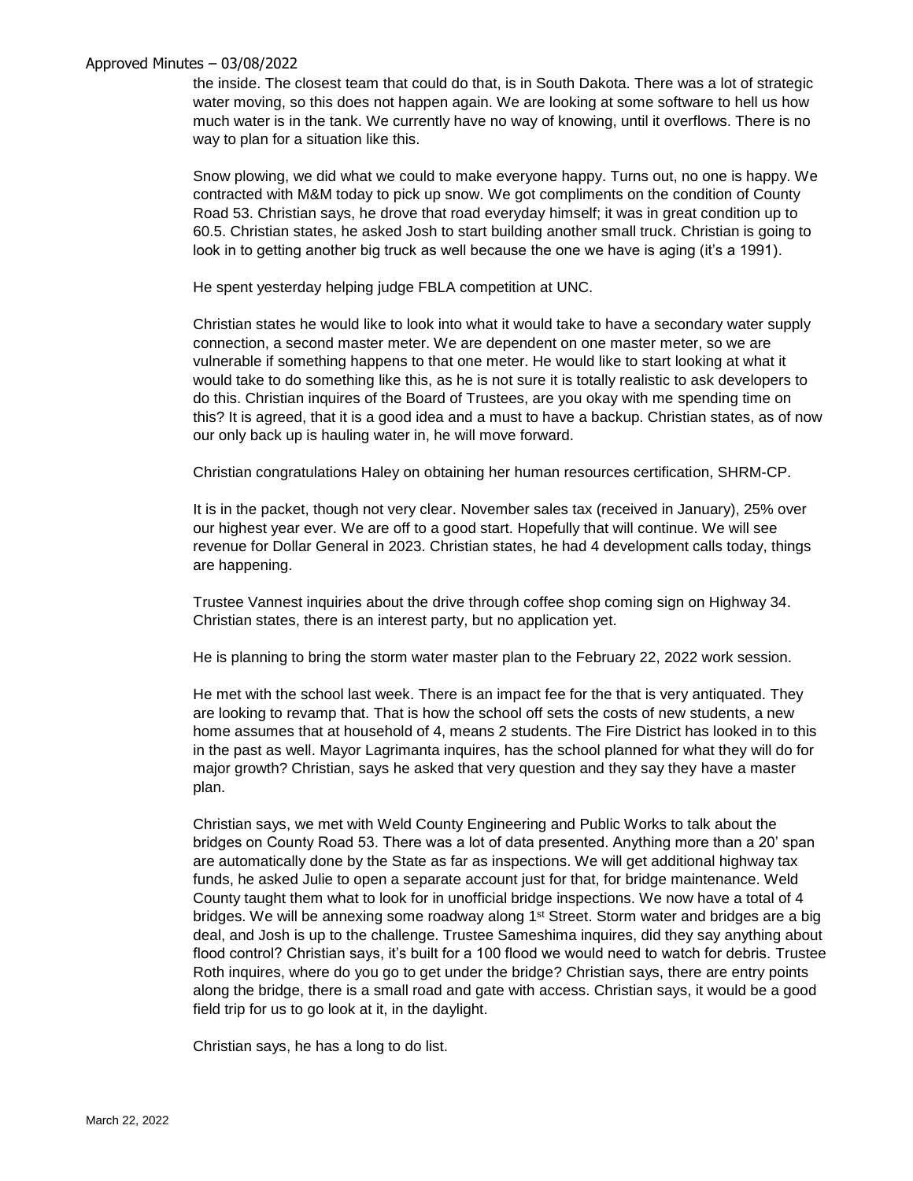the inside. The closest team that could do that, is in South Dakota. There was a lot of strategic water moving, so this does not happen again. We are looking at some software to hell us how much water is in the tank. We currently have no way of knowing, until it overflows. There is no way to plan for a situation like this.

Snow plowing, we did what we could to make everyone happy. Turns out, no one is happy. We contracted with M&M today to pick up snow. We got compliments on the condition of County Road 53. Christian says, he drove that road everyday himself; it was in great condition up to 60.5. Christian states, he asked Josh to start building another small truck. Christian is going to look in to getting another big truck as well because the one we have is aging (it's a 1991).

He spent yesterday helping judge FBLA competition at UNC.

Christian states he would like to look into what it would take to have a secondary water supply connection, a second master meter. We are dependent on one master meter, so we are vulnerable if something happens to that one meter. He would like to start looking at what it would take to do something like this, as he is not sure it is totally realistic to ask developers to do this. Christian inquires of the Board of Trustees, are you okay with me spending time on this? It is agreed, that it is a good idea and a must to have a backup. Christian states, as of now our only back up is hauling water in, he will move forward.

Christian congratulations Haley on obtaining her human resources certification, SHRM-CP.

It is in the packet, though not very clear. November sales tax (received in January), 25% over our highest year ever. We are off to a good start. Hopefully that will continue. We will see revenue for Dollar General in 2023. Christian states, he had 4 development calls today, things are happening.

Trustee Vannest inquiries about the drive through coffee shop coming sign on Highway 34. Christian states, there is an interest party, but no application yet.

He is planning to bring the storm water master plan to the February 22, 2022 work session.

He met with the school last week. There is an impact fee for the that is very antiquated. They are looking to revamp that. That is how the school off sets the costs of new students, a new home assumes that at household of 4, means 2 students. The Fire District has looked in to this in the past as well. Mayor Lagrimanta inquires, has the school planned for what they will do for major growth? Christian, says he asked that very question and they say they have a master plan.

Christian says, we met with Weld County Engineering and Public Works to talk about the bridges on County Road 53. There was a lot of data presented. Anything more than a 20' span are automatically done by the State as far as inspections. We will get additional highway tax funds, he asked Julie to open a separate account just for that, for bridge maintenance. Weld County taught them what to look for in unofficial bridge inspections. We now have a total of 4 bridges. We will be annexing some roadway along 1st Street. Storm water and bridges are a big deal, and Josh is up to the challenge. Trustee Sameshima inquires, did they say anything about flood control? Christian says, it's built for a 100 flood we would need to watch for debris. Trustee Roth inquires, where do you go to get under the bridge? Christian says, there are entry points along the bridge, there is a small road and gate with access. Christian says, it would be a good field trip for us to go look at it, in the daylight.

Christian says, he has a long to do list.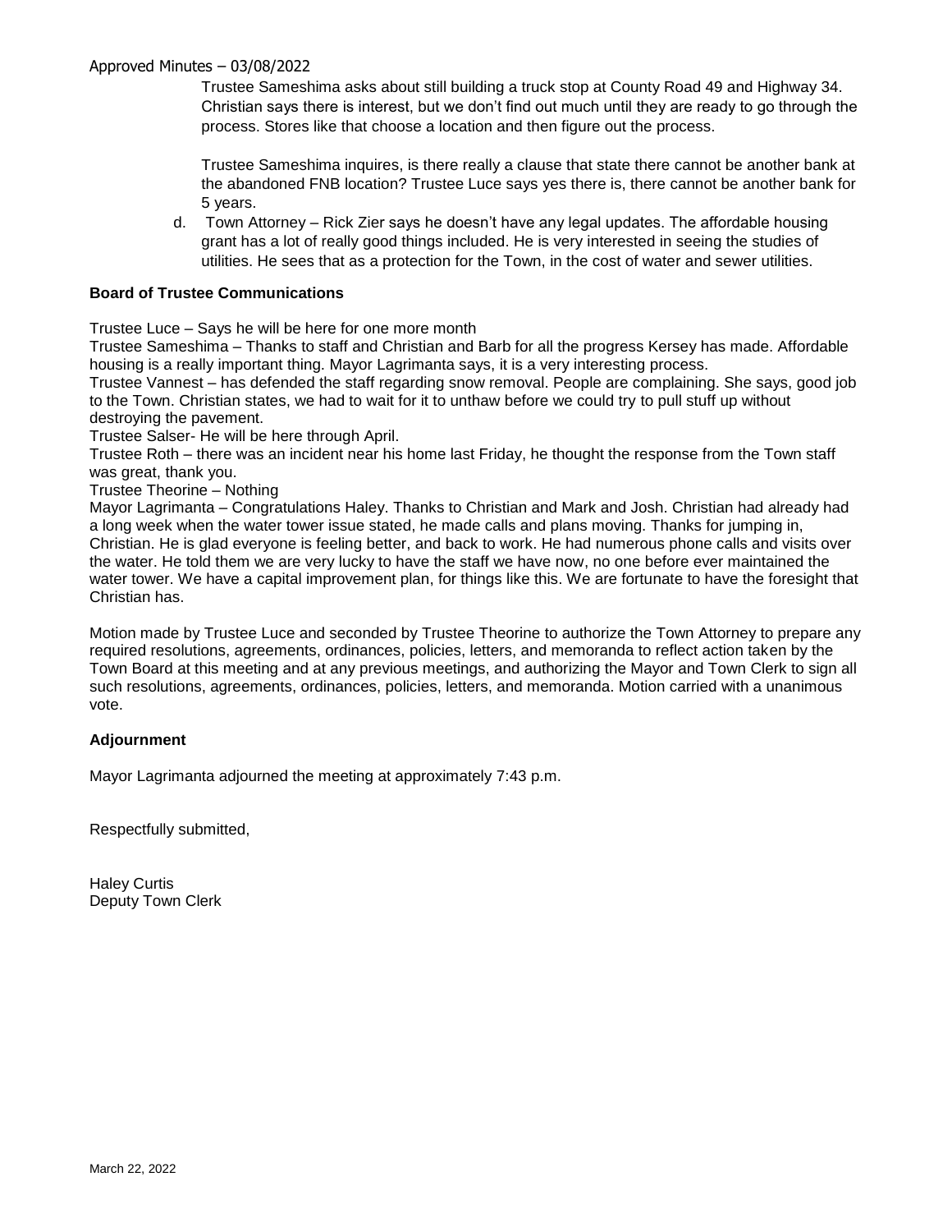Trustee Sameshima asks about still building a truck stop at County Road 49 and Highway 34. Christian says there is interest, but we don't find out much until they are ready to go through the process. Stores like that choose a location and then figure out the process.

Trustee Sameshima inquires, is there really a clause that state there cannot be another bank at the abandoned FNB location? Trustee Luce says yes there is, there cannot be another bank for 5 years.

d. Town Attorney – Rick Zier says he doesn't have any legal updates. The affordable housing grant has a lot of really good things included. He is very interested in seeing the studies of utilities. He sees that as a protection for the Town, in the cost of water and sewer utilities.

**Board of Trustee Communications**

Trustee Luce – Says he will be here for one more month

Trustee Sameshima – Thanks to staff and Christian and Barb for all the progress Kersey has made. Affordable housing is a really important thing. Mayor Lagrimanta says, it is a very interesting process.

Trustee Vannest – has defended the staff regarding snow removal. People are complaining. She says, good job to the Town. Christian states, we had to wait for it to unthaw before we could try to pull stuff up without destroying the pavement.

Trustee Salser- He will be here through April.

Trustee Roth – there was an incident near his home last Friday, he thought the response from the Town staff was great, thank you.

Trustee Theorine – Nothing

Mayor Lagrimanta – Congratulations Haley. Thanks to Christian and Mark and Josh. Christian had already had a long week when the water tower issue stated, he made calls and plans moving. Thanks for jumping in, Christian. He is glad everyone is feeling better, and back to work. He had numerous phone calls and visits over the water. He told them we are very lucky to have the staff we have now, no one before ever maintained the water tower. We have a capital improvement plan, for things like this. We are fortunate to have the foresight that Christian has.

Motion made by Trustee Luce and seconded by Trustee Theorine to authorize the Town Attorney to prepare any required resolutions, agreements, ordinances, policies, letters, and memoranda to reflect action taken by the Town Board at this meeting and at any previous meetings, and authorizing the Mayor and Town Clerk to sign all such resolutions, agreements, ordinances, policies, letters, and memoranda. Motion carried with a unanimous vote.

**Adjournment**

Mayor Lagrimanta adjourned the meeting at approximately 7:43 p.m.

Respectfully submitted,

Haley Curtis
Deputy Town Clerk